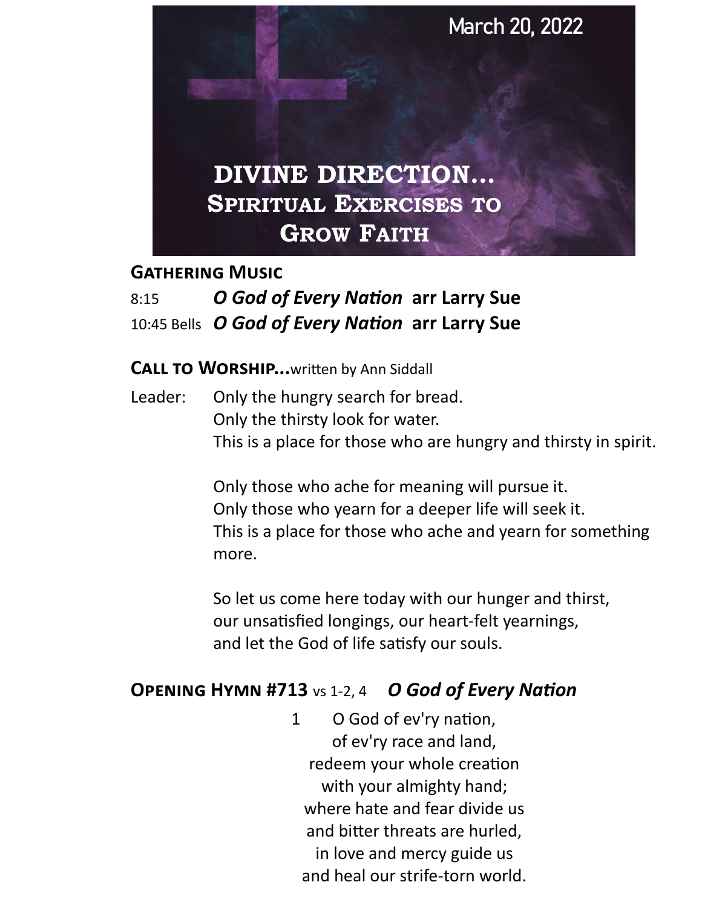March 20, 2022

# DIVINE DIRECTION… Spiritual Exercises to Grow Faith

## Gathering Music

8:15 ***O God of Every Nation*** **arr Larry Sue**

10:45 Bells ***O God of Every Nation*** **arr Larry Sue**

## Call to Worship…written by Ann Siddall

Leader: Only the hungry search for bread.
Only the thirsty look for water.
This is a place for those who are hungry and thirsty in spirit.

Only those who ache for meaning will pursue it.
Only those who yearn for a deeper life will seek it.
This is a place for those who ache and yearn for something more.

So let us come here today with our hunger and thirst,
our unsatisfied longings, our heart-felt yearnings,
and let the God of life satisfy our souls.

## Opening Hymn #713 vs 1-2, 4 *O God of Every Nation*

1 O God of ev'ry nation,
of ev'ry race and land,
redeem your whole creation
with your almighty hand;
where hate and fear divide us
and bitter threats are hurled,
in love and mercy guide us
and heal our strife-torn world.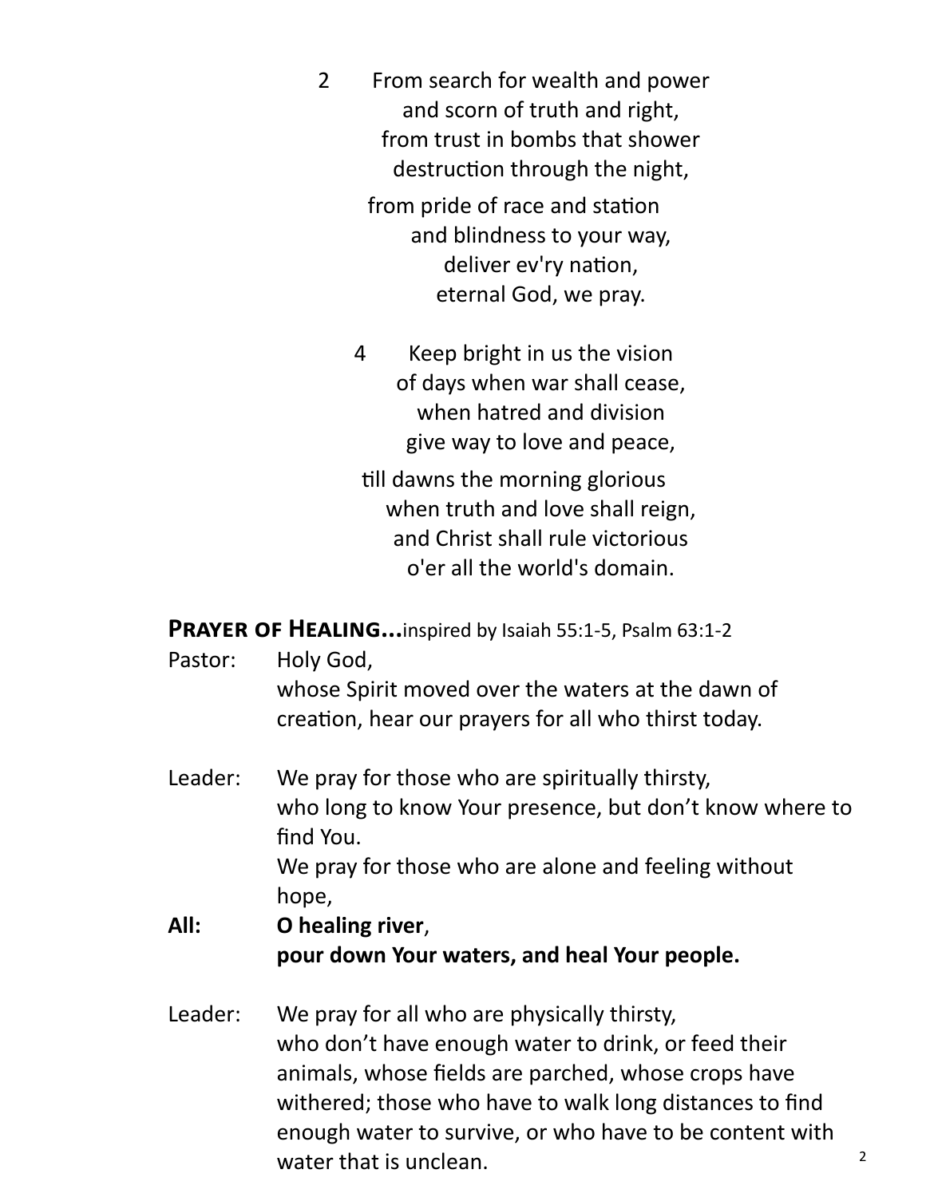2 From search for wealth and power
and scorn of truth and right,
from trust in bombs that shower
destruction through the night,

from pride of race and station
and blindness to your way,
deliver ev'ry nation,
eternal God, we pray.

4 Keep bright in us the vision
of days when war shall cease,
when hatred and division
give way to love and peace,

till dawns the morning glorious
when truth and love shall reign,
and Christ shall rule victorious
o'er all the world's domain.

**Prayer of Healing...**inspired by Isaiah 55:1-5, Psalm 63:1-2

Pastor: Holy God,
whose Spirit moved over the waters at the dawn of creation, hear our prayers for all who thirst today.

Leader: We pray for those who are spiritually thirsty,
who long to know Your presence, but don't know where to find You.
We pray for those who are alone and feeling without hope,

**All: O healing river**,
**pour down Your waters, and heal Your people.**

Leader: We pray for all who are physically thirsty,
who don't have enough water to drink, or feed their animals, whose fields are parched, whose crops have withered; those who have to walk long distances to find enough water to survive, or who have to be content with water that is unclean.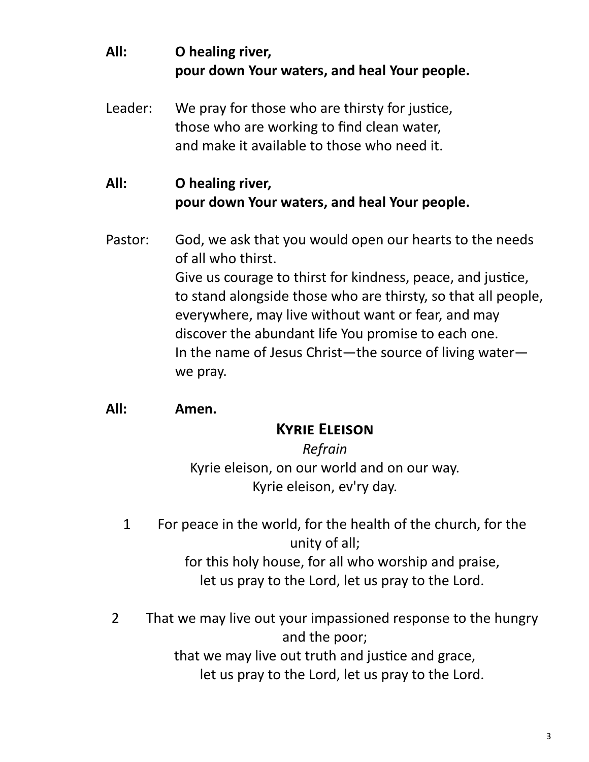**All:** **O healing river,**
**pour down Your waters, and heal Your people.**

Leader: We pray for those who are thirsty for justice,
those who are working to find clean water,
and make it available to those who need it.

**All:** **O healing river,**
**pour down Your waters, and heal Your people.**

Pastor: God, we ask that you would open our hearts to the needs of all who thirst.
Give us courage to thirst for kindness, peace, and justice, to stand alongside those who are thirsty, so that all people, everywhere, may live without want or fear, and may discover the abundant life You promise to each one.
In the name of Jesus Christ—the source of living water—we pray.

**All:** **Amen.**

## Kyrie Eleison

*Refrain*

Kyrie eleison, on our world and on our way.
Kyrie eleison, ev'ry day.

1 For peace in the world, for the health of the church, for the unity of all;
for this holy house, for all who worship and praise,
let us pray to the Lord, let us pray to the Lord.

2 That we may live out your impassioned response to the hungry and the poor;
that we may live out truth and justice and grace,
let us pray to the Lord, let us pray to the Lord.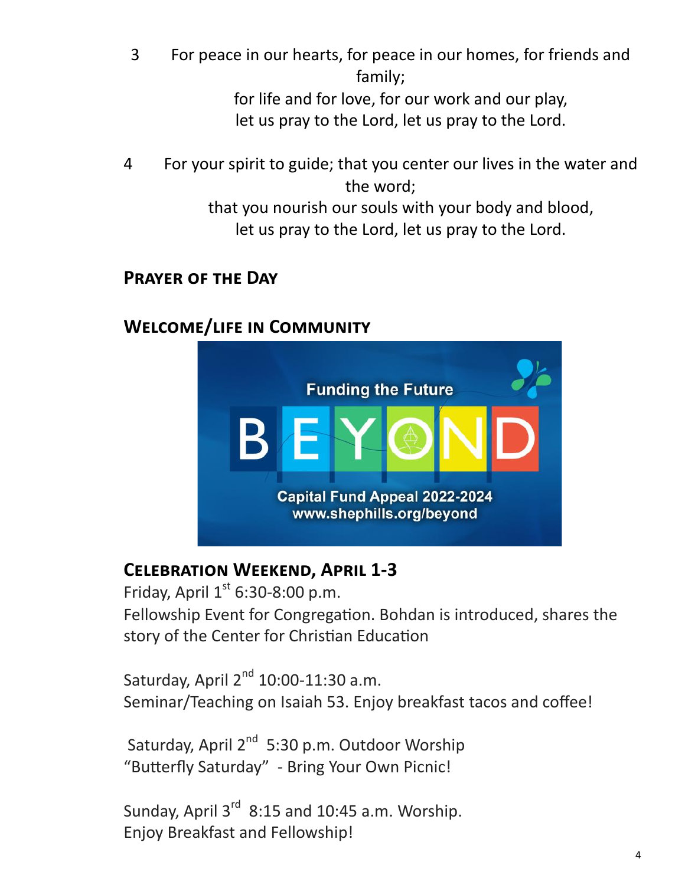3 For peace in our hearts, for peace in our homes, for friends and family;
for life and for love, for our work and our play,
let us pray to the Lord, let us pray to the Lord.

4 For your spirit to guide; that you center our lives in the water and the word;
that you nourish our souls with your body and blood,
let us pray to the Lord, let us pray to the Lord.

## Prayer of the Day

## Welcome/life in Community

Funding the Future

BEYOND

Capital Fund Appeal 2022-2024
www.shephills.org/beyond

## Celebration Weekend, April 1-3

Friday, April 1st 6:30-8:00 p.m.
Fellowship Event for Congregation. Bohdan is introduced, shares the story of the Center for Christian Education

Saturday, April 2nd 10:00-11:30 a.m.
Seminar/Teaching on Isaiah 53. Enjoy breakfast tacos and coffee!

Saturday, April 2nd 5:30 p.m. Outdoor Worship
"Butterfly Saturday" - Bring Your Own Picnic!

Sunday, April 3rd 8:15 and 10:45 a.m. Worship.
Enjoy Breakfast and Fellowship!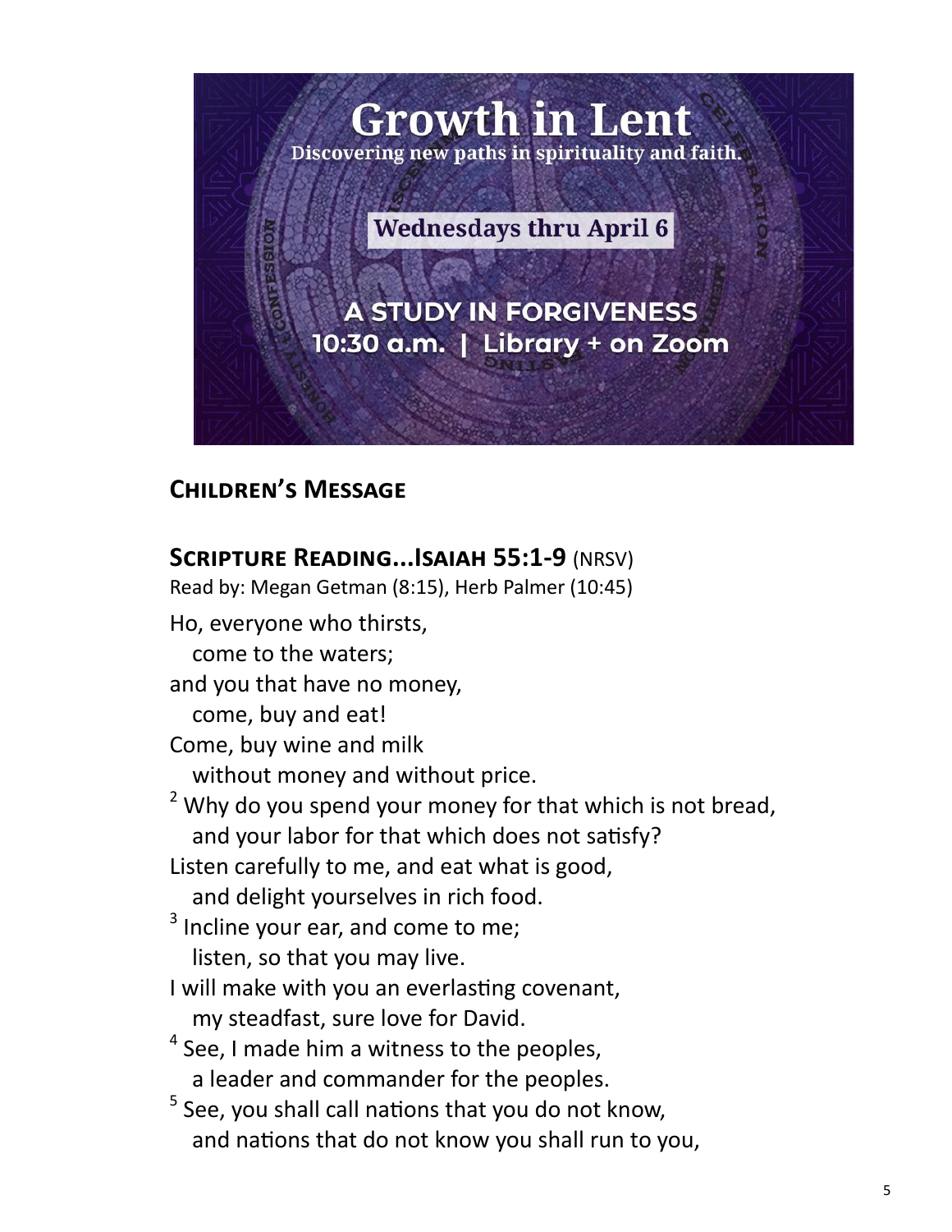Growth in Lent

Discovering new paths in spirituality and faith.

Wednesdays thru April 6

A STUDY IN FORGIVENESS

10:30 a.m. | Library + on Zoom

## Children's Message

## Scripture Reading...Isaiah 55:1-9 (NRSV)

Read by: Megan Getman (8:15), Herb Palmer (10:45)

Ho, everyone who thirsts,
   come to the waters;
and you that have no money,
   come, buy and eat!
Come, buy wine and milk
   without money and without price.
[2] Why do you spend your money for that which is not bread,
   and your labor for that which does not satisfy?
Listen carefully to me, and eat what is good,
   and delight yourselves in rich food.
[3] Incline your ear, and come to me;
   listen, so that you may live.
I will make with you an everlasting covenant,
   my steadfast, sure love for David.
[4] See, I made him a witness to the peoples,
   a leader and commander for the peoples.
[5] See, you shall call nations that you do not know,
   and nations that do not know you shall run to you,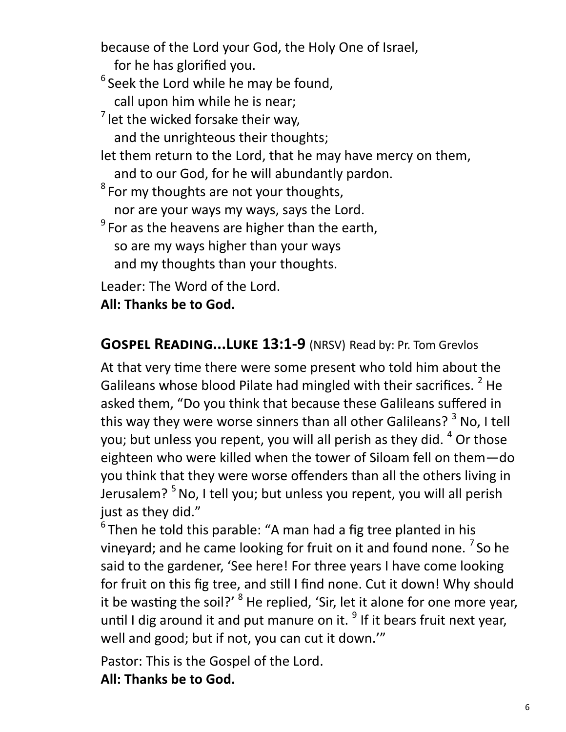because of the Lord your God, the Holy One of Israel,  
   for he has glorified you.  
[6] Seek the Lord while he may be found,  
   call upon him while he is near;  
[7] let the wicked forsake their way,  
   and the unrighteous their thoughts;  
let them return to the Lord, that he may have mercy on them,  
   and to our God, for he will abundantly pardon.  
[8] For my thoughts are not your thoughts,  
   nor are your ways my ways, says the Lord.  
[9] For as the heavens are higher than the earth,  
   so are my ways higher than your ways  
   and my thoughts than your thoughts.

Leader: The Word of the Lord.  
**All: Thanks be to God.**

## Gospel Reading...Luke 13:1-9 (NRSV) Read by: Pr. Tom Grevlos

At that very time there were some present who told him about the Galileans whose blood Pilate had mingled with their sacrifices. [2] He asked them, "Do you think that because these Galileans suffered in this way they were worse sinners than all other Galileans? [3] No, I tell you; but unless you repent, you will all perish as they did. [4] Or those eighteen who were killed when the tower of Siloam fell on them—do you think that they were worse offenders than all the others living in Jerusalem? [5] No, I tell you; but unless you repent, you will all perish just as they did."

[6] Then he told this parable: "A man had a fig tree planted in his vineyard; and he came looking for fruit on it and found none. [7] So he said to the gardener, 'See here! For three years I have come looking for fruit on this fig tree, and still I find none. Cut it down! Why should it be wasting the soil?' [8] He replied, 'Sir, let it alone for one more year, until I dig around it and put manure on it. [9] If it bears fruit next year, well and good; but if not, you can cut it down.'"

Pastor: This is the Gospel of the Lord.  
**All: Thanks be to God.**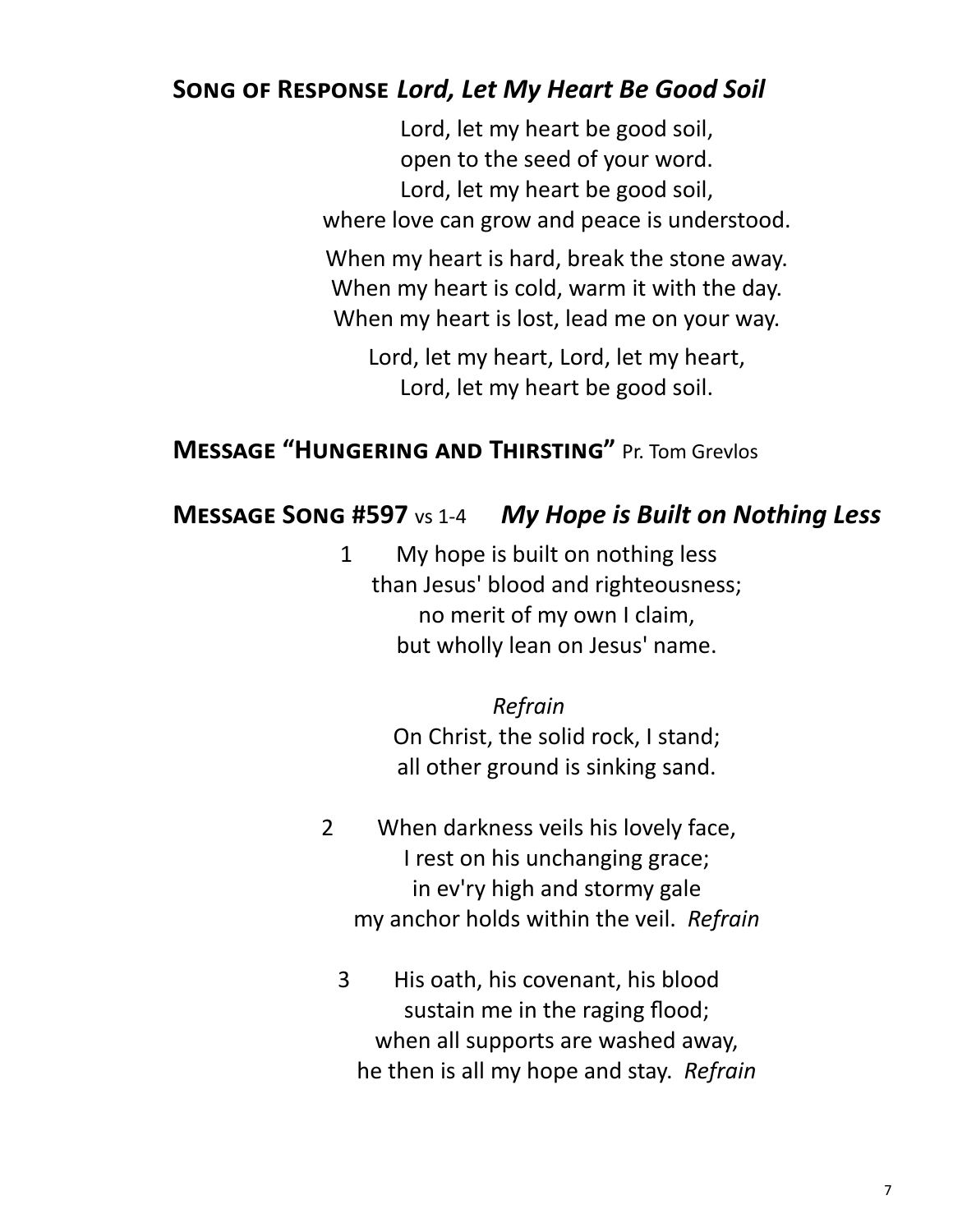## **Song of Response** *Lord, Let My Heart Be Good Soil*

Lord, let my heart be good soil,
open to the seed of your word.
Lord, let my heart be good soil,
where love can grow and peace is understood.

When my heart is hard, break the stone away.
When my heart is cold, warm it with the day.
When my heart is lost, lead me on your way.

Lord, let my heart, Lord, let my heart,
Lord, let my heart be good soil.

## **Message "Hungering and Thirsting"** Pr. Tom Grevlos

## **Message Song #597** vs 1-4 *My Hope is Built on Nothing Less*

1 My hope is built on nothing less
than Jesus' blood and righteousness;
no merit of my own I claim,
but wholly lean on Jesus' name.

*Refrain*
On Christ, the solid rock, I stand;
all other ground is sinking sand.

2 When darkness veils his lovely face,
I rest on his unchanging grace;
in ev'ry high and stormy gale
my anchor holds within the veil. *Refrain*

3 His oath, his covenant, his blood
sustain me in the raging flood;
when all supports are washed away,
he then is all my hope and stay. *Refrain*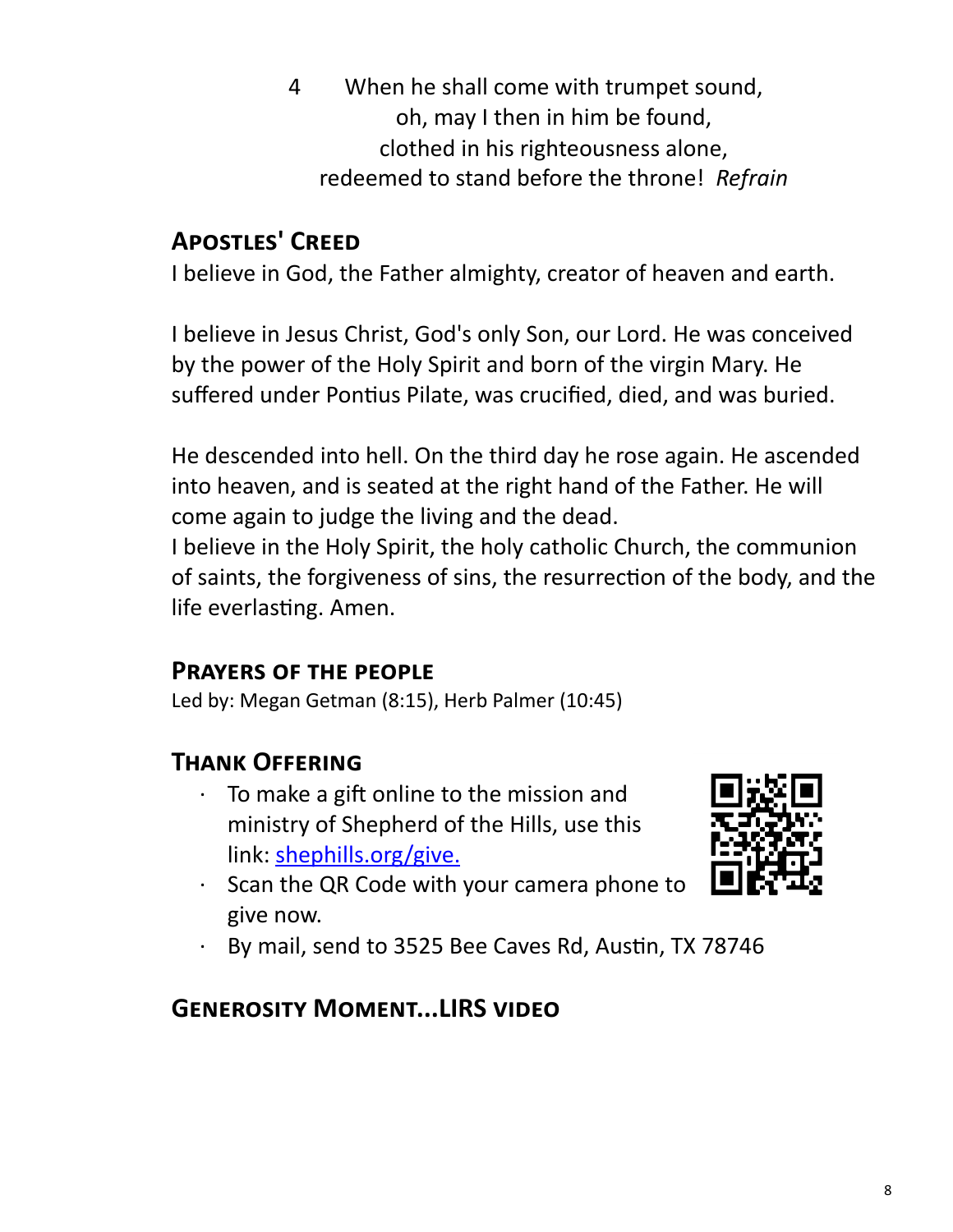4 When he shall come with trumpet sound,
oh, may I then in him be found,
clothed in his righteousness alone,
redeemed to stand before the throne! *Refrain*

## Apostles' Creed

I believe in God, the Father almighty, creator of heaven and earth.

I believe in Jesus Christ, God's only Son, our Lord. He was conceived by the power of the Holy Spirit and born of the virgin Mary. He suffered under Pontius Pilate, was crucified, died, and was buried.

He descended into hell. On the third day he rose again. He ascended into heaven, and is seated at the right hand of the Father. He will come again to judge the living and the dead.
I believe in the Holy Spirit, the holy catholic Church, the communion of saints, the forgiveness of sins, the resurrection of the body, and the life everlasting. Amen.

## Prayers of the people

Led by: Megan Getman (8:15), Herb Palmer (10:45)

## Thank Offering

- To make a gift online to the mission and ministry of Shepherd of the Hills, use this link: shephills.org/give.
- Scan the QR Code with your camera phone to give now.
- By mail, send to 3525 Bee Caves Rd, Austin, TX 78746

## Generosity Moment...LIRS video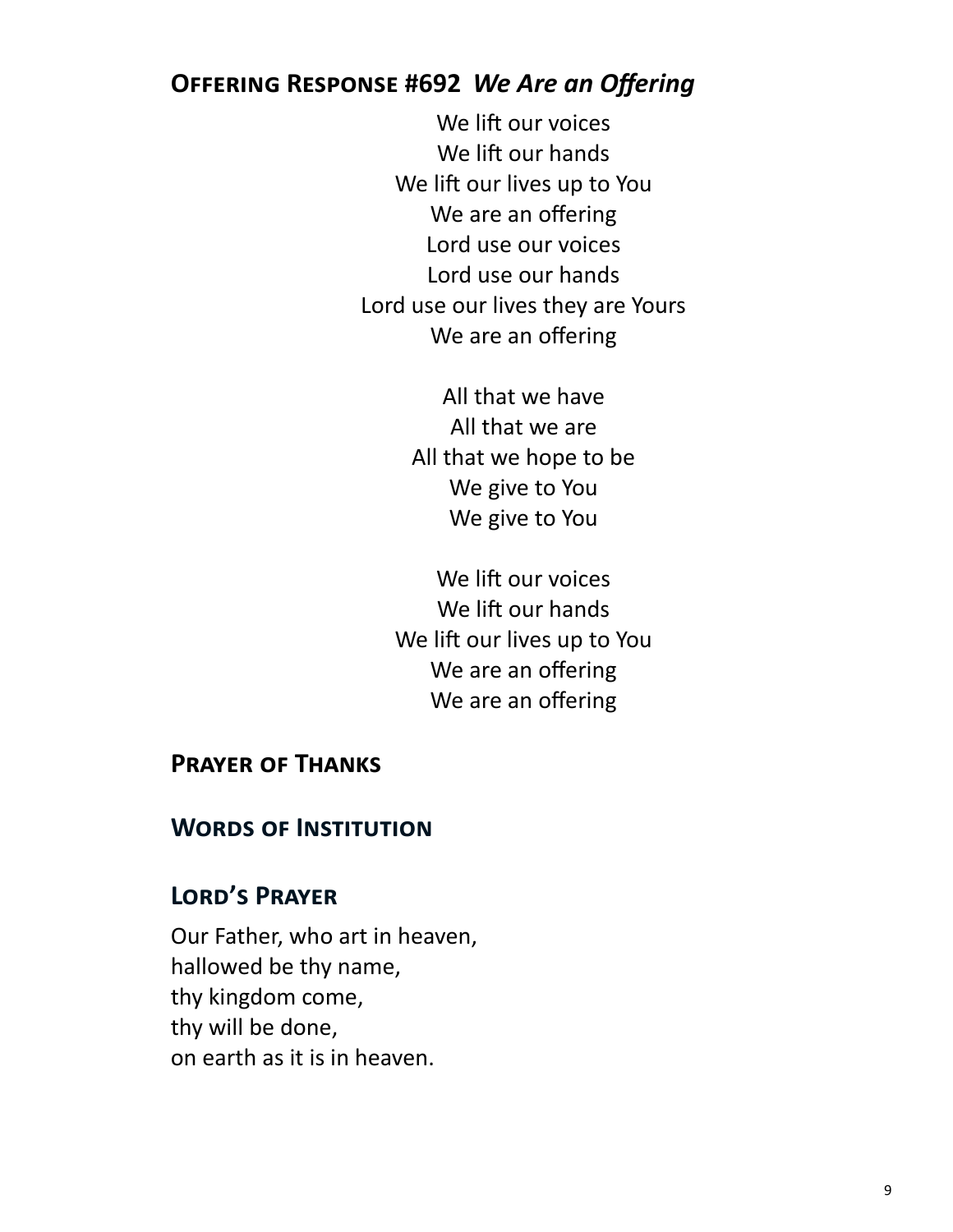## Offering Response #692 *We Are an Offering*

We lift our voices
We lift our hands
We lift our lives up to You
We are an offering
Lord use our voices
Lord use our hands
Lord use our lives they are Yours
We are an offering

All that we have
All that we are
All that we hope to be
We give to You
We give to You

We lift our voices
We lift our hands
We lift our lives up to You
We are an offering
We are an offering

## Prayer of Thanks

## Words of Institution

## Lord's Prayer

Our Father, who art in heaven,
hallowed be thy name,
thy kingdom come,
thy will be done,
on earth as it is in heaven.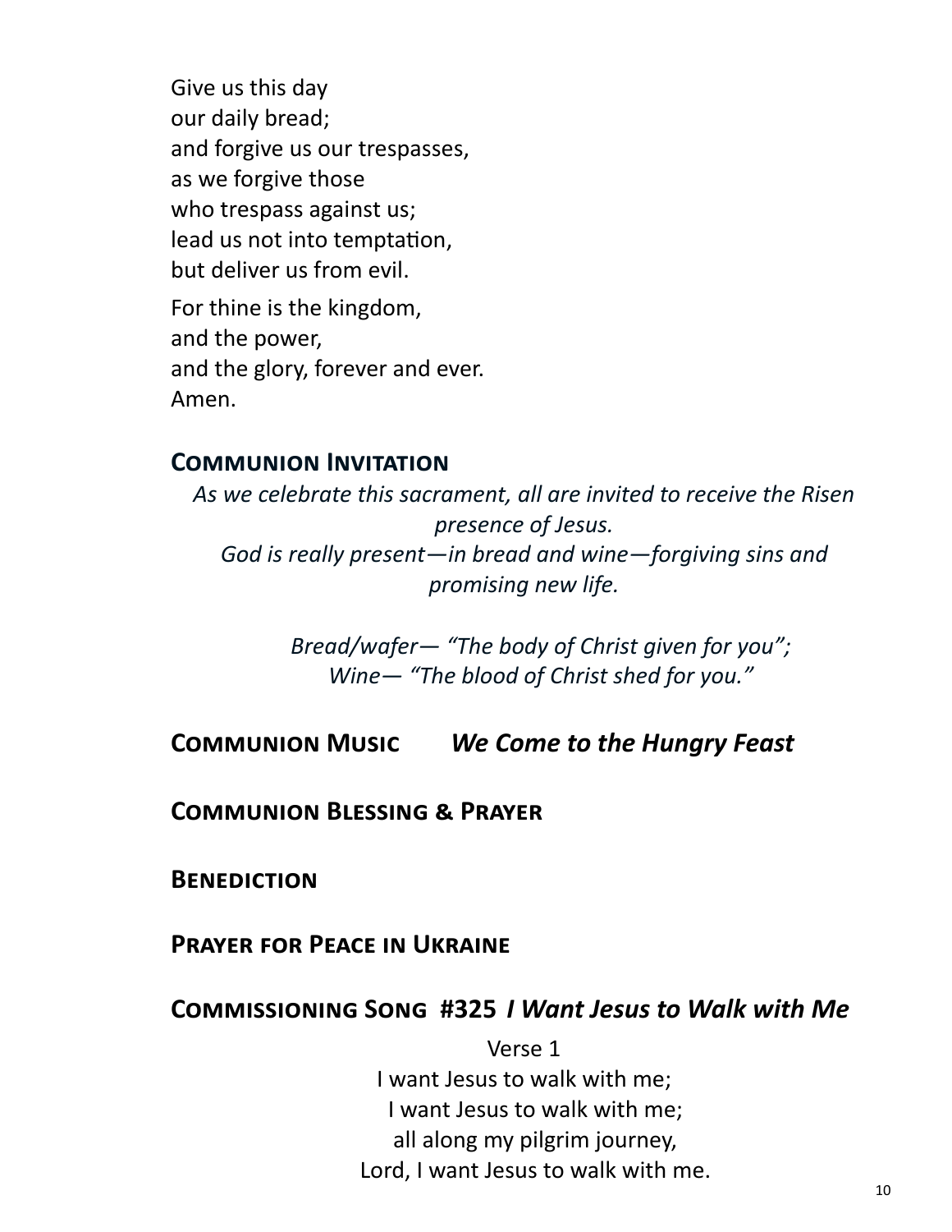Give us this day
our daily bread;
and forgive us our trespasses,
as we forgive those
who trespass against us;
lead us not into temptation,
but deliver us from evil.

For thine is the kingdom,
and the power,
and the glory, forever and ever.
Amen.

## Communion Invitation

*As we celebrate this sacrament, all are invited to receive the Risen presence of Jesus.*
*God is really present—in bread and wine—forgiving sins and promising new life.*

*Bread/wafer— "The body of Christ given for you";*
*Wine— "The blood of Christ shed for you."*

## Communion Music *We Come to the Hungry Feast*

## Communion Blessing & Prayer

## Benediction

## Prayer for Peace in Ukraine

## Commissioning Song #325 *I Want Jesus to Walk with Me*

Verse 1
I want Jesus to walk with me;
I want Jesus to walk with me;
all along my pilgrim journey,
Lord, I want Jesus to walk with me.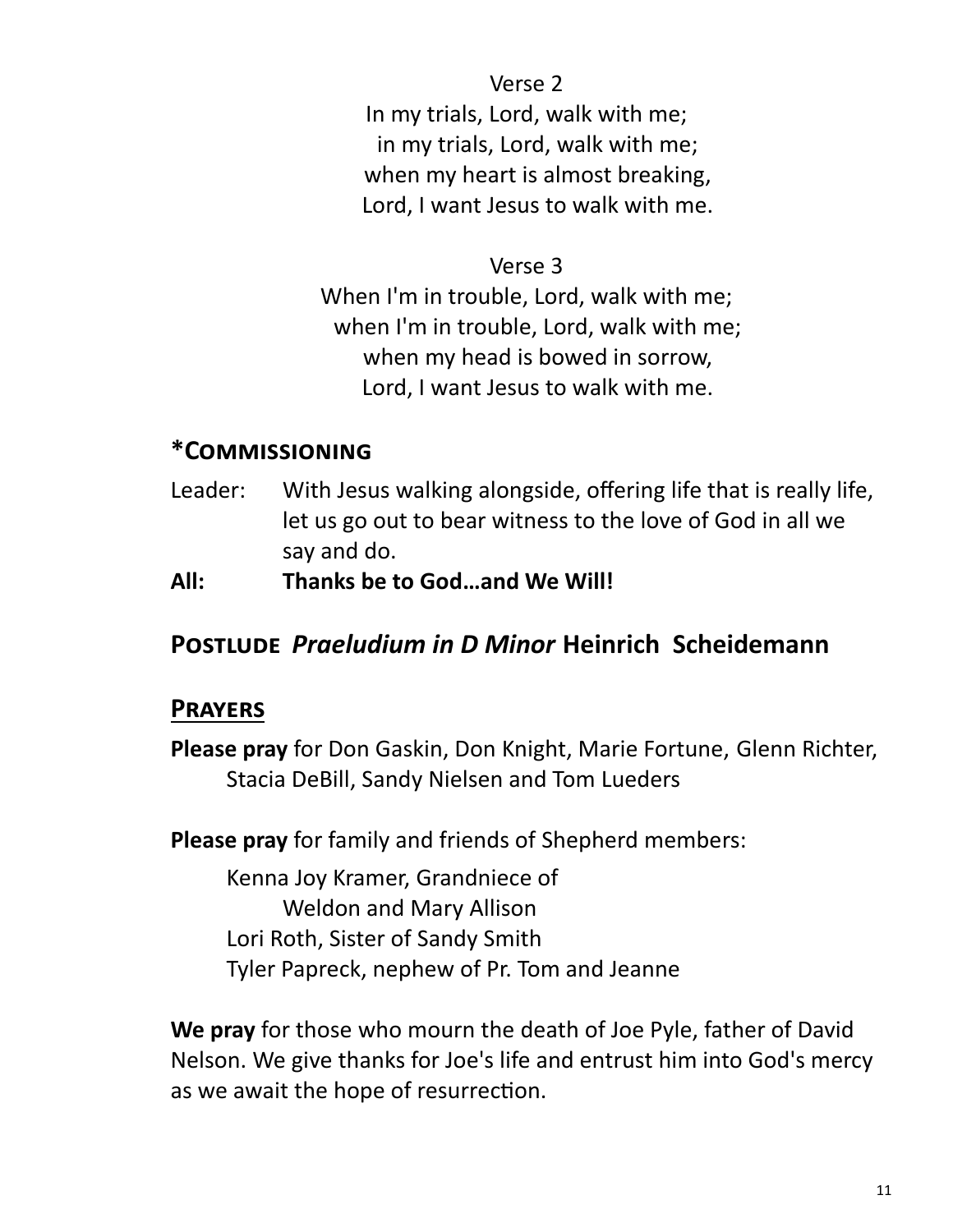Verse 2

In my trials, Lord, walk with me;
in my trials, Lord, walk with me;
when my heart is almost breaking,
Lord, I want Jesus to walk with me.

Verse 3

When I'm in trouble, Lord, walk with me;
when I'm in trouble, Lord, walk with me;
when my head is bowed in sorrow,
Lord, I want Jesus to walk with me.

## *Commissioning

Leader: With Jesus walking alongside, offering life that is really life, let us go out to bear witness to the love of God in all we say and do.

**All: Thanks be to God…and We Will!**

## Postlude *Praeludium in D Minor* Heinrich Scheidemann

## Prayers

**Please pray** for Don Gaskin, Don Knight, Marie Fortune, Glenn Richter, Stacia DeBill, Sandy Nielsen and Tom Lueders

**Please pray** for family and friends of Shepherd members:

Kenna Joy Kramer, Grandniece of Weldon and Mary Allison
Lori Roth, Sister of Sandy Smith
Tyler Papreck, nephew of Pr. Tom and Jeanne

**We pray** for those who mourn the death of Joe Pyle, father of David Nelson. We give thanks for Joe's life and entrust him into God's mercy as we await the hope of resurrection.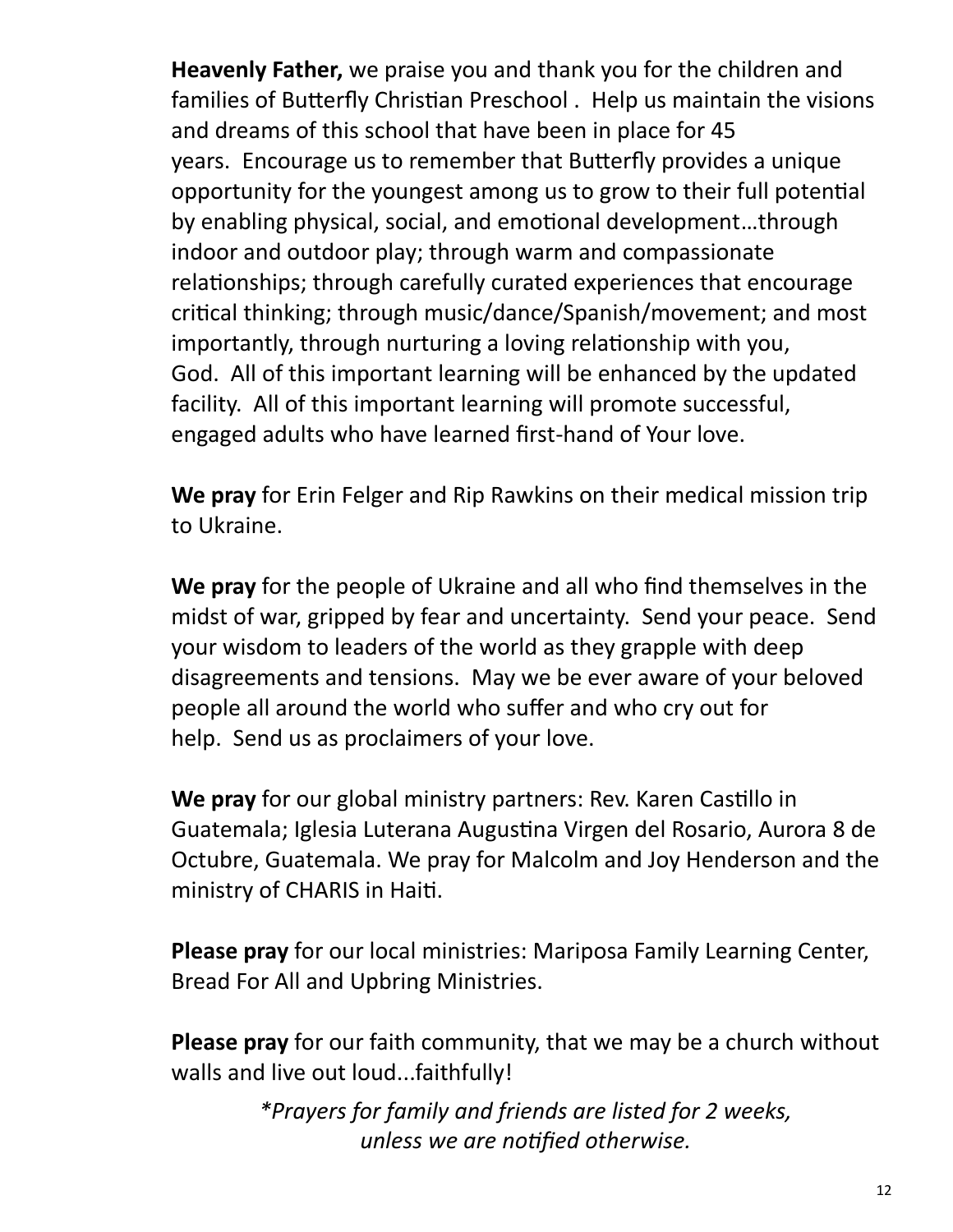**Heavenly Father,** we praise you and thank you for the children and families of Butterfly Christian Preschool . Help us maintain the visions and dreams of this school that have been in place for 45 years. Encourage us to remember that Butterfly provides a unique opportunity for the youngest among us to grow to their full potential by enabling physical, social, and emotional development…through indoor and outdoor play; through warm and compassionate relationships; through carefully curated experiences that encourage critical thinking; through music/dance/Spanish/movement; and most importantly, through nurturing a loving relationship with you, God. All of this important learning will be enhanced by the updated facility. All of this important learning will promote successful, engaged adults who have learned first-hand of Your love.

**We pray** for Erin Felger and Rip Rawkins on their medical mission trip to Ukraine.

**We pray** for the people of Ukraine and all who find themselves in the midst of war, gripped by fear and uncertainty. Send your peace. Send your wisdom to leaders of the world as they grapple with deep disagreements and tensions. May we be ever aware of your beloved people all around the world who suffer and who cry out for help. Send us as proclaimers of your love.

**We pray** for our global ministry partners: Rev. Karen Castillo in Guatemala; Iglesia Luterana Augustina Virgen del Rosario, Aurora 8 de Octubre, Guatemala. We pray for Malcolm and Joy Henderson and the ministry of CHARIS in Haiti.

**Please pray** for our local ministries: Mariposa Family Learning Center, Bread For All and Upbring Ministries.

**Please pray** for our faith community, that we may be a church without walls and live out loud...faithfully!

*\*Prayers for family and friends are listed for 2 weeks, unless we are notified otherwise.*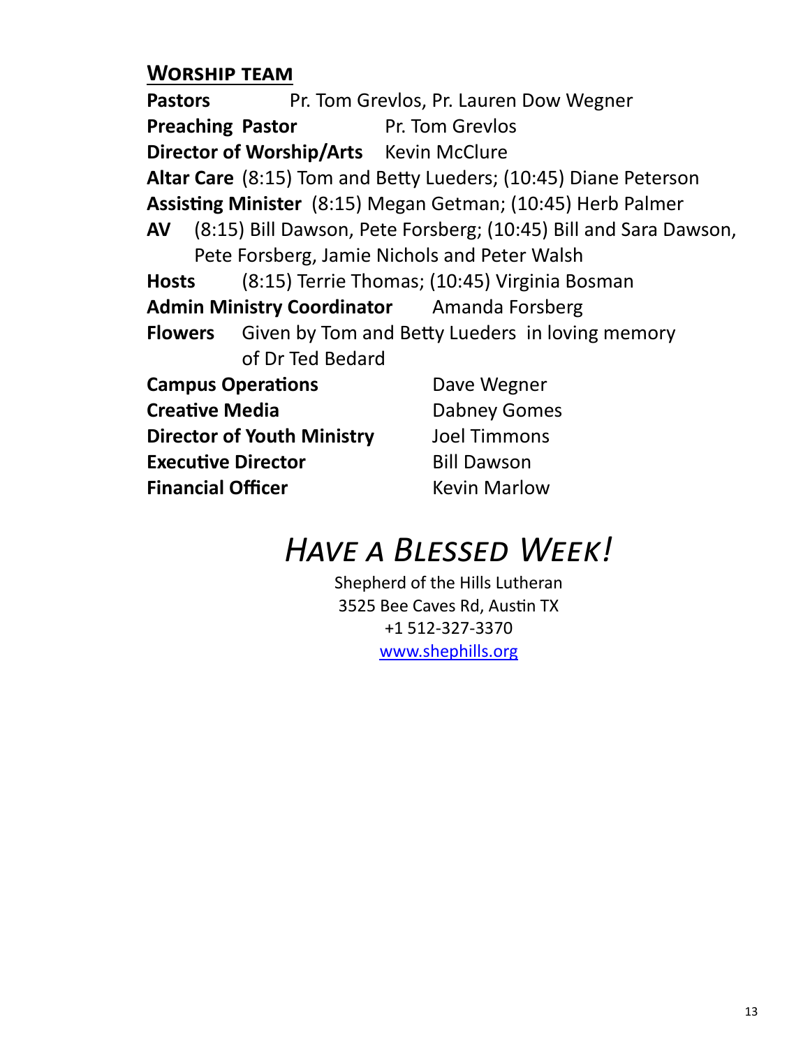## Worship team

**Pastors** Pr. Tom Grevlos, Pr. Lauren Dow Wegner

**Preaching Pastor** Pr. Tom Grevlos

**Director of Worship/Arts** Kevin McClure

**Altar Care** (8:15) Tom and Betty Lueders; (10:45) Diane Peterson

**Assisting Minister** (8:15) Megan Getman; (10:45) Herb Palmer

**AV** (8:15) Bill Dawson, Pete Forsberg; (10:45) Bill and Sara Dawson, Pete Forsberg, Jamie Nichols and Peter Walsh

**Hosts** (8:15) Terrie Thomas; (10:45) Virginia Bosman

**Admin Ministry Coordinator** Amanda Forsberg

**Flowers** Given by Tom and Betty Lueders in loving memory of Dr Ted Bedard

**Campus Operations** Dave Wegner

**Creative Media** Dabney Gomes

**Director of Youth Ministry** Joel Timmons

**Executive Director** Bill Dawson

**Financial Officer** Kevin Marlow

# *Have a Blessed Week!*

Shepherd of the Hills Lutheran
3525 Bee Caves Rd, Austin TX
+1 512-327-3370
www.shephills.org